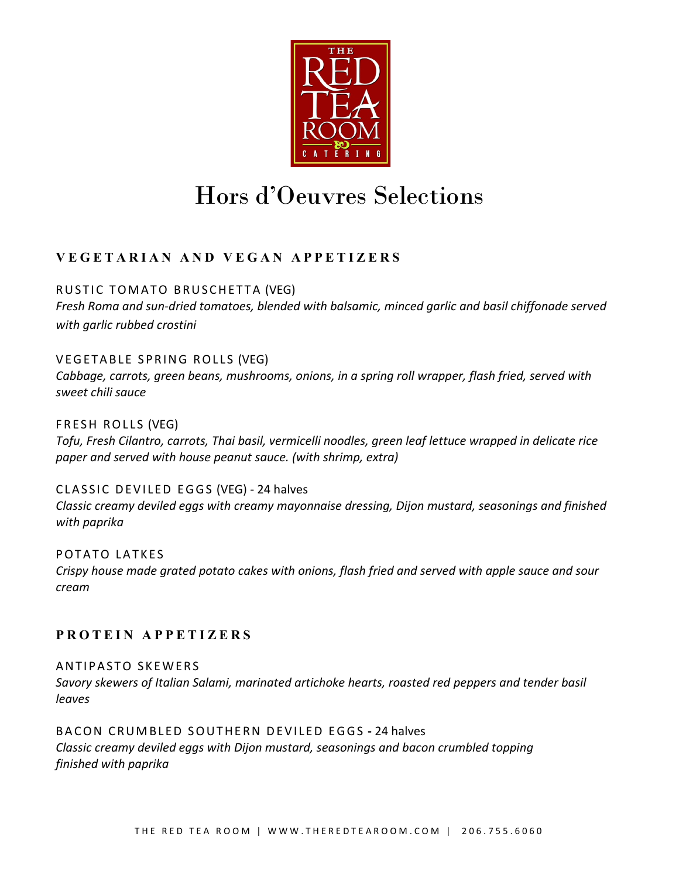# Hors d'Oeuvres Selections

## VEGETARIAN AND VEGAN APPETIZERS

RUSTIC TOMATO BRUSCHETTA (VEG)
*Fresh Roma and sun-dried tomatoes, blended with balsamic, minced garlic and basil chiffonade served with garlic rubbed crostini*

VEGETABLE SPRING ROLLS (VEG)
*Cabbage, carrots, green beans, mushrooms, onions, in a spring roll wrapper, flash fried, served with sweet chili sauce*

FRESH ROLLS (VEG)
*Tofu, Fresh Cilantro, carrots, Thai basil, vermicelli noodles, green leaf lettuce wrapped in delicate rice paper and served with house peanut sauce. (with shrimp, extra)*

CLASSIC DEVILED EGGS (VEG) - 24 halves
*Classic creamy deviled eggs with creamy mayonnaise dressing, Dijon mustard, seasonings and finished with paprika*

POTATO LATKES
*Crispy house made grated potato cakes with onions, flash fried and served with apple sauce and sour cream*

## PROTEIN APPETIZERS

ANTIPASTO SKEWERS
*Savory skewers of Italian Salami, marinated artichoke hearts, roasted red peppers and tender basil leaves*

BACON CRUMBLED SOUTHERN DEVILED EGGS - 24 halves
*Classic creamy deviled eggs with Dijon mustard, seasonings and bacon crumbled topping finished with paprika*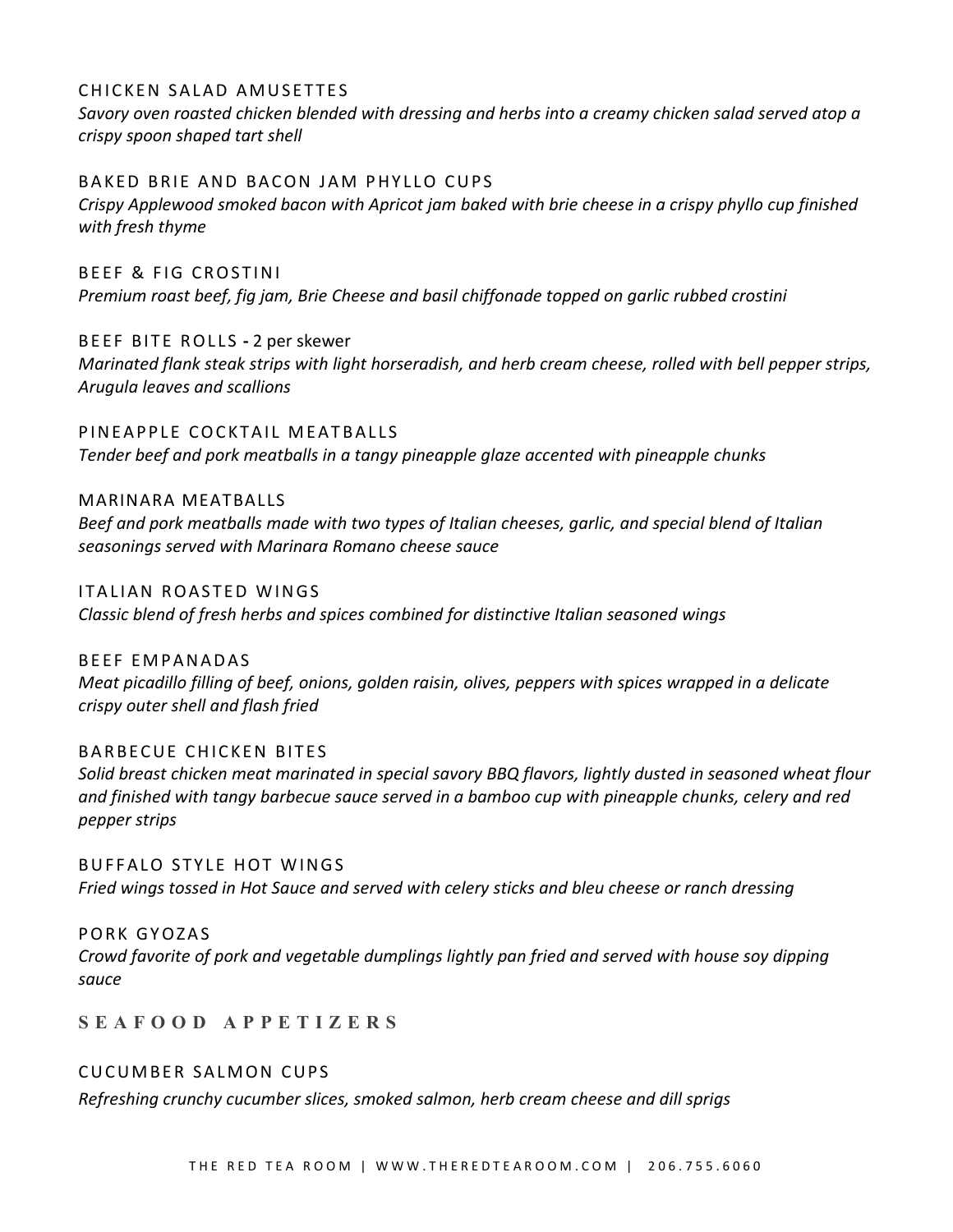### CHICKEN SALAD AMUSETTES

*Savory oven roasted chicken blended with dressing and herbs into a creamy chicken salad served atop a crispy spoon shaped tart shell*

### BAKED BRIE AND BACON JAM PHYLLO CUPS

*Crispy Applewood smoked bacon with Apricot jam baked with brie cheese in a crispy phyllo cup finished with fresh thyme*

### BEEF & FIG CROSTINI

*Premium roast beef, fig jam, Brie Cheese and basil chiffonade topped on garlic rubbed crostini*

### BEEF BITE ROLLS - 2 per skewer

*Marinated flank steak strips with light horseradish, and herb cream cheese, rolled with bell pepper strips, Arugula leaves and scallions*

### PINEAPPLE COCKTAIL MEATBALLS

*Tender beef and pork meatballs in a tangy pineapple glaze accented with pineapple chunks*

### MARINARA MEATBALLS

*Beef and pork meatballs made with two types of Italian cheeses, garlic, and special blend of Italian seasonings served with Marinara Romano cheese sauce*

### ITALIAN ROASTED WINGS

*Classic blend of fresh herbs and spices combined for distinctive Italian seasoned wings*

### BEEF EMPANADAS

*Meat picadillo filling of beef, onions, golden raisin, olives, peppers with spices wrapped in a delicate crispy outer shell and flash fried*

### BARBECUE CHICKEN BITES

*Solid breast chicken meat marinated in special savory BBQ flavors, lightly dusted in seasoned wheat flour and finished with tangy barbecue sauce served in a bamboo cup with pineapple chunks, celery and red pepper strips*

### BUFFALO STYLE HOT WINGS

*Fried wings tossed in Hot Sauce and served with celery sticks and bleu cheese or ranch dressing*

### PORK GYOZAS

*Crowd favorite of pork and vegetable dumplings lightly pan fried and served with house soy dipping sauce*

## SEAFOOD APPETIZERS

### CUCUMBER SALMON CUPS

*Refreshing crunchy cucumber slices, smoked salmon, herb cream cheese and dill sprigs*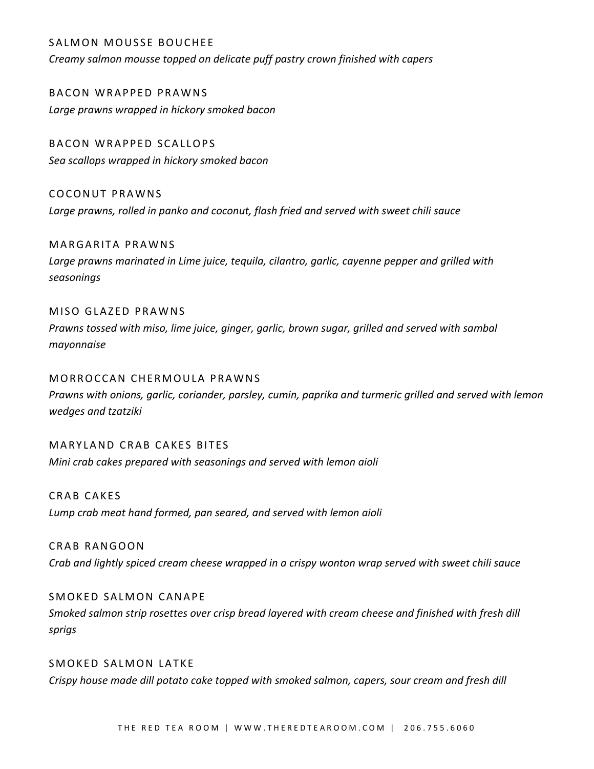### SALMON MOUSSE BOUCHEE

*Creamy salmon mousse topped on delicate puff pastry crown finished with capers*

### BACON WRAPPED PRAWNS

*Large prawns wrapped in hickory smoked bacon*

### BACON WRAPPED SCALLOPS

*Sea scallops wrapped in hickory smoked bacon*

### COCONUT PRAWNS

*Large prawns, rolled in panko and coconut, flash fried and served with sweet chili sauce*

### MARGARITA PRAWNS

*Large prawns marinated in Lime juice, tequila, cilantro, garlic, cayenne pepper and grilled with seasonings*

### MISO GLAZED PRAWNS

*Prawns tossed with miso, lime juice, ginger, garlic, brown sugar, grilled and served with sambal mayonnaise*

### MORROCCAN CHERMOULA PRAWNS

*Prawns with onions, garlic, coriander, parsley, cumin, paprika and turmeric grilled and served with lemon wedges and tzatziki*

### MARYLAND CRAB CAKES BITES

*Mini crab cakes prepared with seasonings and served with lemon aioli*

### CRAB CAKES

*Lump crab meat hand formed, pan seared, and served with lemon aioli*

### CRAB RANGOON

*Crab and lightly spiced cream cheese wrapped in a crispy wonton wrap served with sweet chili sauce*

### SMOKED SALMON CANAPE

*Smoked salmon strip rosettes over crisp bread layered with cream cheese and finished with fresh dill sprigs*

### SMOKED SALMON LATKE

*Crispy house made dill potato cake topped with smoked salmon, capers, sour cream and fresh dill*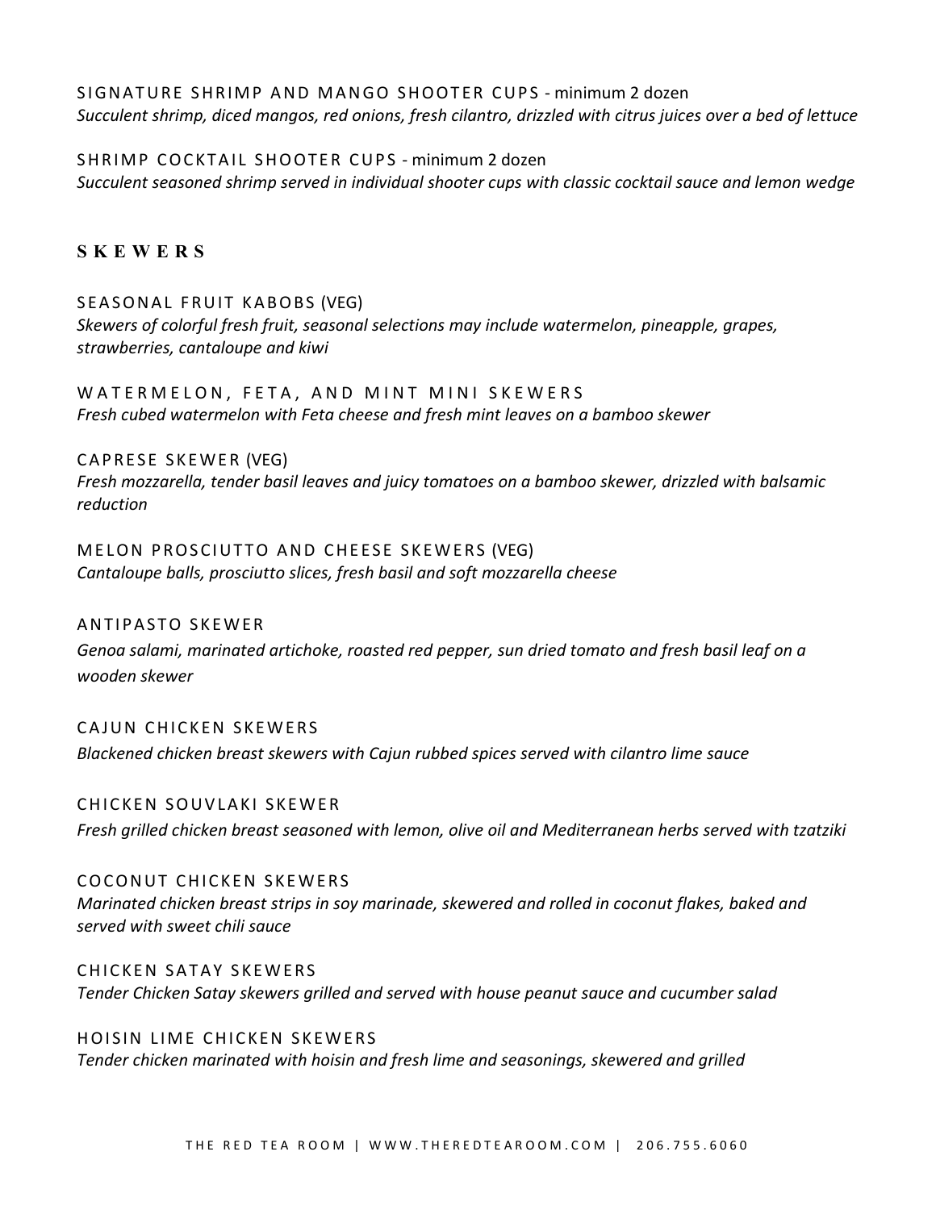SIGNATURE SHRIMP AND MANGO SHOOTER CUPS - minimum 2 dozen
*Succulent shrimp, diced mangos, red onions, fresh cilantro, drizzled with citrus juices over a bed of lettuce*

SHRIMP COCKTAIL SHOOTER CUPS - minimum 2 dozen
*Succulent seasoned shrimp served in individual shooter cups with classic cocktail sauce and lemon wedge*

## SKEWERS

SEASONAL FRUIT KABOBS (VEG)
*Skewers of colorful fresh fruit, seasonal selections may include watermelon, pineapple, grapes, strawberries, cantaloupe and kiwi*

WATERMELON, FETA, AND MINT MINI SKEWERS
*Fresh cubed watermelon with Feta cheese and fresh mint leaves on a bamboo skewer*

CAPRESE SKEWER (VEG)
*Fresh mozzarella, tender basil leaves and juicy tomatoes on a bamboo skewer, drizzled with balsamic reduction*

MELON PROSCIUTTO AND CHEESE SKEWERS (VEG)
*Cantaloupe balls, prosciutto slices, fresh basil and soft mozzarella cheese*

ANTIPASTO SKEWER
*Genoa salami, marinated artichoke, roasted red pepper, sun dried tomato and fresh basil leaf on a wooden skewer*

CAJUN CHICKEN SKEWERS
*Blackened chicken breast skewers with Cajun rubbed spices served with cilantro lime sauce*

CHICKEN SOUVLAKI SKEWER
*Fresh grilled chicken breast seasoned with lemon, olive oil and Mediterranean herbs served with tzatziki*

COCONUT CHICKEN SKEWERS
*Marinated chicken breast strips in soy marinade, skewered and rolled in coconut flakes, baked and served with sweet chili sauce*

CHICKEN SATAY SKEWERS
*Tender Chicken Satay skewers grilled and served with house peanut sauce and cucumber salad*

HOISIN LIME CHICKEN SKEWERS
*Tender chicken marinated with hoisin and fresh lime and seasonings, skewered and grilled*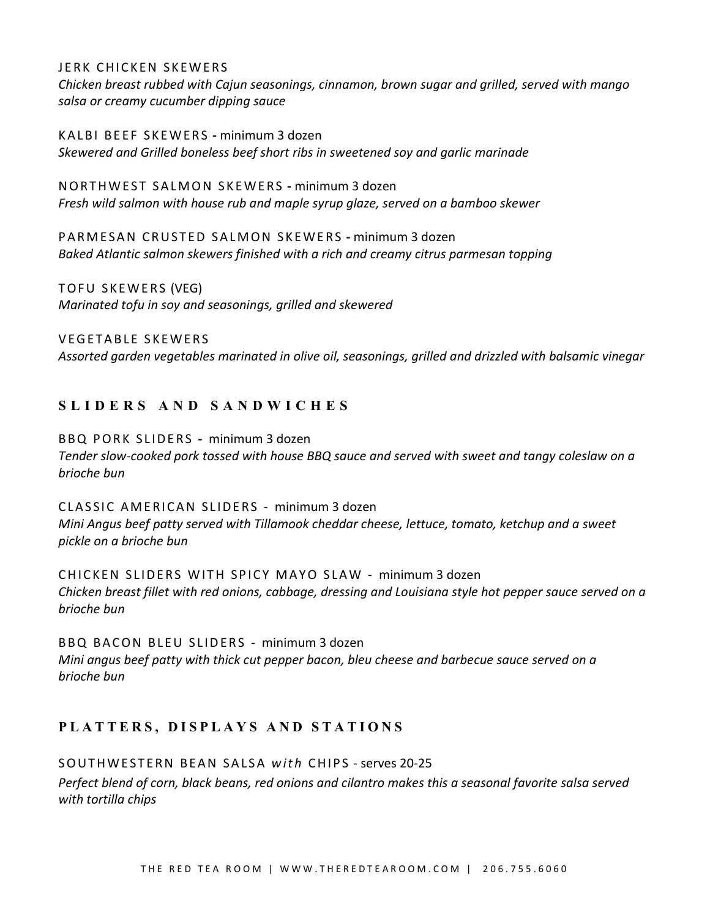JERK CHICKEN SKEWERS
*Chicken breast rubbed with Cajun seasonings, cinnamon, brown sugar and grilled, served with mango salsa or creamy cucumber dipping sauce*

KALBI BEEF SKEWERS - minimum 3 dozen
*Skewered and Grilled boneless beef short ribs in sweetened soy and garlic marinade*

NORTHWEST SALMON SKEWERS - minimum 3 dozen
*Fresh wild salmon with house rub and maple syrup glaze, served on a bamboo skewer*

PARMESAN CRUSTED SALMON SKEWERS - minimum 3 dozen
*Baked Atlantic salmon skewers finished with a rich and creamy citrus parmesan topping*

TOFU SKEWERS (VEG)
*Marinated tofu in soy and seasonings, grilled and skewered*

VEGETABLE SKEWERS
*Assorted garden vegetables marinated in olive oil, seasonings, grilled and drizzled with balsamic vinegar*

## SLIDERS AND SANDWICHES

BBQ PORK SLIDERS - minimum 3 dozen
*Tender slow-cooked pork tossed with house BBQ sauce and served with sweet and tangy coleslaw on a brioche bun*

CLASSIC AMERICAN SLIDERS - minimum 3 dozen
*Mini Angus beef patty served with Tillamook cheddar cheese, lettuce, tomato, ketchup and a sweet pickle on a brioche bun*

CHICKEN SLIDERS WITH SPICY MAYO SLAW - minimum 3 dozen
*Chicken breast fillet with red onions, cabbage, dressing and Louisiana style hot pepper sauce served on a brioche bun*

BBQ BACON BLEU SLIDERS - minimum 3 dozen
*Mini angus beef patty with thick cut pepper bacon, bleu cheese and barbecue sauce served on a brioche bun*

## PLATTERS, DISPLAYS AND STATIONS

SOUTHWESTERN BEAN SALSA *with* CHIPS - serves 20-25
*Perfect blend of corn, black beans, red onions and cilantro makes this a seasonal favorite salsa served with tortilla chips*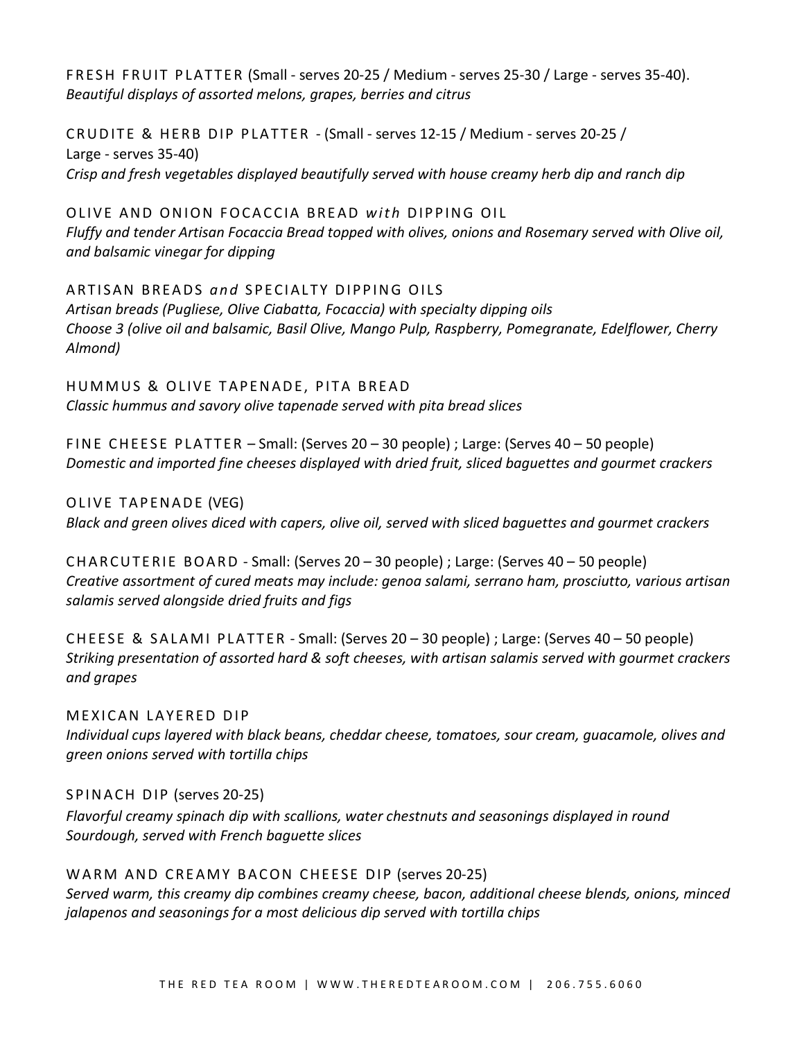FRESH FRUIT PLATTER (Small - serves 20-25 / Medium - serves 25-30 / Large - serves 35-40).
*Beautiful displays of assorted melons, grapes, berries and citrus*

CRUDITE & HERB DIP PLATTER - (Small - serves 12-15 / Medium - serves 20-25 / Large - serves 35-40)
*Crisp and fresh vegetables displayed beautifully served with house creamy herb dip and ranch dip*

OLIVE AND ONION FOCACCIA BREAD *with* DIPPING OIL
*Fluffy and tender Artisan Focaccia Bread topped with olives, onions and Rosemary served with Olive oil, and balsamic vinegar for dipping*

ARTISAN BREADS *and* SPECIALTY DIPPING OILS
*Artisan breads (Pugliese, Olive Ciabatta, Focaccia) with specialty dipping oils*
*Choose 3 (olive oil and balsamic, Basil Olive, Mango Pulp, Raspberry, Pomegranate, Edelflower, Cherry Almond)*

HUMMUS & OLIVE TAPENADE, PITA BREAD
*Classic hummus and savory olive tapenade served with pita bread slices*

FINE CHEESE PLATTER – Small: (Serves 20 – 30 people) ; Large: (Serves 40 – 50 people)
*Domestic and imported fine cheeses displayed with dried fruit, sliced baguettes and gourmet crackers*

OLIVE TAPENADE (VEG)
*Black and green olives diced with capers, olive oil, served with sliced baguettes and gourmet crackers*

CHARCUTERIE BOARD - Small: (Serves 20 – 30 people) ; Large: (Serves 40 – 50 people)
*Creative assortment of cured meats may include: genoa salami, serrano ham, prosciutto, various artisan salamis served alongside dried fruits and figs*

CHEESE & SALAMI PLATTER - Small: (Serves 20 – 30 people) ; Large: (Serves 40 – 50 people)
*Striking presentation of assorted hard & soft cheeses, with artisan salamis served with gourmet crackers and grapes*

MEXICAN LAYERED DIP
*Individual cups layered with black beans, cheddar cheese, tomatoes, sour cream, guacamole, olives and green onions served with tortilla chips*

SPINACH DIP (serves 20-25)
*Flavorful creamy spinach dip with scallions, water chestnuts and seasonings displayed in round Sourdough, served with French baguette slices*

WARM AND CREAMY BACON CHEESE DIP (serves 20-25)
*Served warm, this creamy dip combines creamy cheese, bacon, additional cheese blends, onions, minced jalapenos and seasonings for a most delicious dip served with tortilla chips*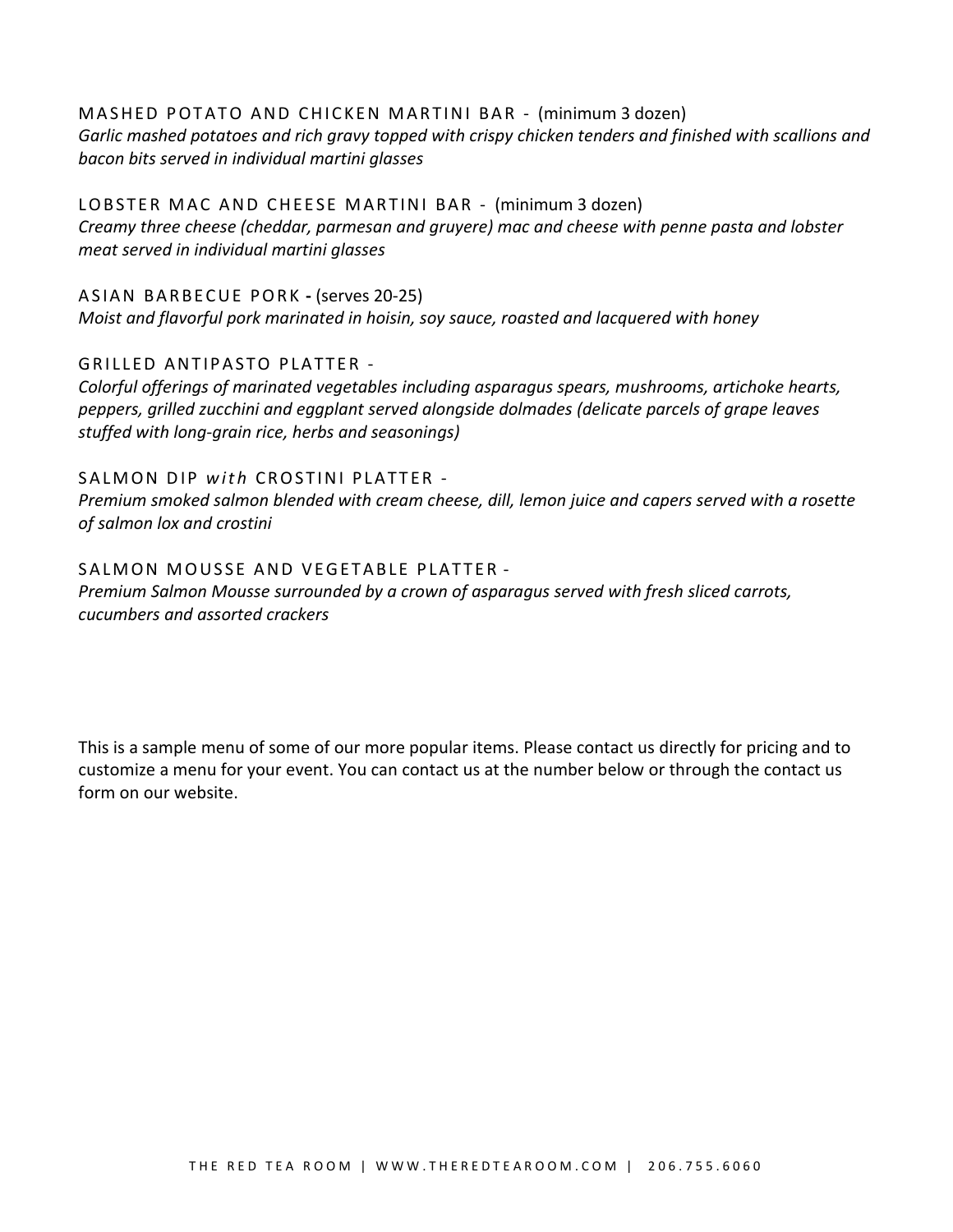### MASHED POTATO AND CHICKEN MARTINI BAR - (minimum 3 dozen)

*Garlic mashed potatoes and rich gravy topped with crispy chicken tenders and finished with scallions and bacon bits served in individual martini glasses*

### LOBSTER MAC AND CHEESE MARTINI BAR - (minimum 3 dozen)

*Creamy three cheese (cheddar, parmesan and gruyere) mac and cheese with penne pasta and lobster meat served in individual martini glasses*

### ASIAN BARBECUE PORK - (serves 20-25)

*Moist and flavorful pork marinated in hoisin, soy sauce, roasted and lacquered with honey*

### GRILLED ANTIPASTO PLATTER -

*Colorful offerings of marinated vegetables including asparagus spears, mushrooms, artichoke hearts, peppers, grilled zucchini and eggplant served alongside dolmades (delicate parcels of grape leaves stuffed with long-grain rice, herbs and seasonings)*

### SALMON DIP *with* CROSTINI PLATTER -

*Premium smoked salmon blended with cream cheese, dill, lemon juice and capers served with a rosette of salmon lox and crostini*

### SALMON MOUSSE AND VEGETABLE PLATTER -

*Premium Salmon Mousse surrounded by a crown of asparagus served with fresh sliced carrots, cucumbers and assorted crackers*

This is a sample menu of some of our more popular items. Please contact us directly for pricing and to customize a menu for your event. You can contact us at the number below or through the contact us form on our website.

THE RED TEA ROOM | WWW.THEREDTEAROOM.COM | 206.755.6060